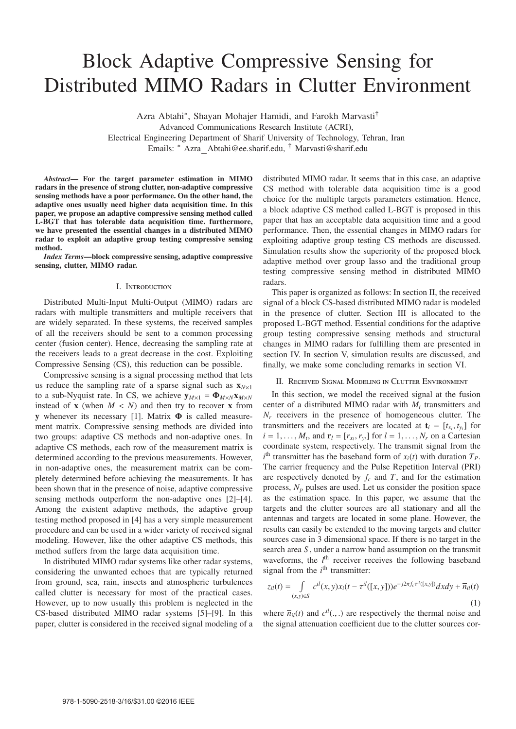# Block Adaptive Compressive Sensing for Distributed MIMO Radars in Clutter Environment

Azra Abtahi*, Shayan Mohajer Hamidi, and Farokh Marvasti†

Advanced Communications Research Institute (ACRI),

Electrical Engineering Department of Sharif University of Technology, Tehran, Iran

Emails: * Azra_Abtahi@ee.sharif.edu, † Marvasti@sharif.edu

***Abstract*— For the target parameter estimation in MIMO radars in the presence of strong clutter, non-adaptive compressive sensing methods have a poor performance. On the other hand, the adaptive ones usually need higher data acquisition time. In this paper, we propose an adaptive compressive sensing method called L-BGT that has tolerable data acquisition time. furthermore, we have presented the essential changes in a distributed MIMO radar to exploit an adaptive group testing compressive sensing method.**

***Index Terms*—block compressive sensing, adaptive compressive sensing, clutter, MIMO radar.**

## I. Introduction

Distributed Multi-Input Multi-Output (MIMO) radars are radars with multiple transmitters and multiple receivers that are widely separated. In these systems, the received samples of all the receivers should be sent to a common processing center (fusion center). Hence, decreasing the sampling rate at the receivers leads to a great decrease in the cost. Exploiting Compressive Sensing (CS), this reduction can be possible.

Compressive sensing is a signal processing method that lets us reduce the sampling rate of a sparse signal such as $\mathbf{x}_{N\times 1}$ to a sub-Nyquist rate. In CS, we achieve $\mathbf{y}_{M\times 1} = \mathbf{\Phi}_{M\times N}\mathbf{x}_{M\times N}$ instead of $\mathbf{x}$ (when $M < N$) and then try to recover $\mathbf{x}$ from $\mathbf{y}$ whenever its necessary [1]. Matrix $\mathbf{\Phi}$ is called measurement matrix. Compressive sensing methods are divided into two groups: adaptive CS methods and non-adaptive ones. In adaptive CS methods, each row of the measurement matrix is determined according to the previous measurements. However, in non-adaptive ones, the measurement matrix can be completely determined before achieving the measurements. It has been shown that in the presence of noise, adaptive compressive sensing methods outperform the non-adaptive ones [2]–[4]. Among the existent adaptive methods, the adaptive group testing method proposed in [4] has a very simple measurement procedure and can be used in a wider variety of received signal modeling. However, like the other adaptive CS methods, this method suffers from the large data acquisition time.

In distributed MIMO radar systems like other radar systems, considering the unwanted echoes that are typically returned from ground, sea, rain, insects and atmospheric turbulences called clutter is necessary for most of the practical cases. However, up to now usually this problem is neglected in the CS-based distributed MIMO radar systems [5]–[9]. In this paper, clutter is considered in the received signal modeling of a distributed MIMO radar. It seems that in this case, an adaptive CS method with tolerable data acquisition time is a good choice for the multiple targets parameters estimation. Hence, a block adaptive CS method called L-BGT is proposed in this paper that has an acceptable data acquisition time and a good performance. Then, the essential changes in MIMO radars for exploiting adaptive group testing CS methods are discussed. Simulation results show the superiority of the proposed block adaptive method over group lasso and the traditional group testing compressive sensing method in distributed MIMO radars.

This paper is organized as follows: In section II, the received signal of a block CS-based distributed MIMO radar is modeled in the presence of clutter. Section III is allocated to the proposed L-BGT method. Essential conditions for the adaptive group testing compressive sensing methods and structural changes in MIMO radars for fulfilling them are presented in section IV. In section V, simulation results are discussed, and finally, we make some concluding remarks in section VI.

## II. Received Signal Modeling in Clutter Environment

In this section, we model the received signal at the fusion center of a distributed MIMO radar with $M_t$ transmitters and $N_r$ receivers in the presence of homogeneous clutter. The transmitters and the receivers are located at $\mathbf{t}_i = [t_{x_i}, t_{y_i}]$ for $i = 1, \ldots, M_t$, and $\mathbf{r}_l = [r_{x_l}, r_{y_l}]$ for $l = 1, \ldots, N_r$ on a Cartesian coordinate system, respectively. The transmit signal from the $i^{\text{th}}$ transmitter has the baseband form of $x_i(t)$ with duration $T_P$. The carrier frequency and the Pulse Repetition Interval (PRI) are respectively denoted by $f_c$ and $T$, and for the estimation process, $N_p$ pulses are used. Let us consider the position space as the estimation space. In this paper, we assume that the targets and the clutter sources are all stationary and all the antennas and targets are located in some plane. However, the results can easily be extended to the moving targets and clutter sources case in 3 dimensional space. If there is no target in the search area $S$, under a narrow band assumption on the transmit waveforms, the $l^{\text{th}}$ receiver receives the following baseband signal from the $i^{\text{th}}$ transmitter:

$$z_{il}(t) = \int_{(x,y)\in S} c^{il}(x,y)x_i(t - \tau^{il}([x,y]))e^{-j2\pi f_c \tau^{il}([x,y])}dxdy + \overline{n}_{il}(t) \tag{1}$$

where $\overline{n}_{il}(t)$ and $c^{il}(.,.)$ are respectively the thermal noise and the signal attenuation coefficient due to the clutter sources cor-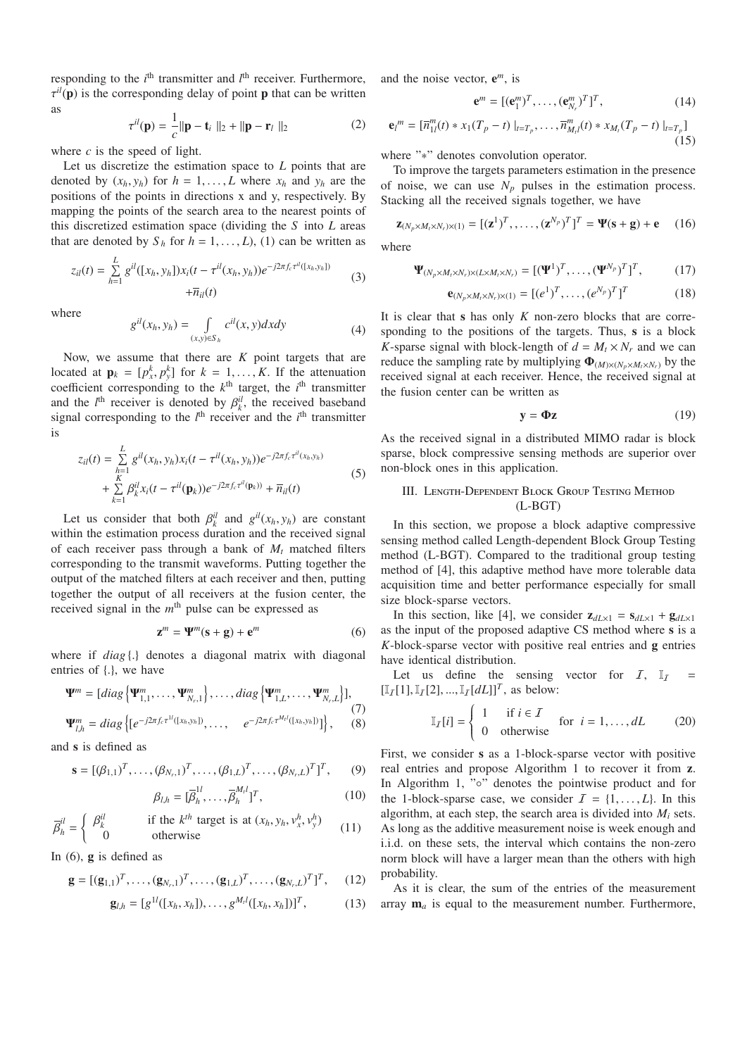responding to the $i^{\text{th}}$ transmitter and $l^{\text{th}}$ receiver. Furthermore, $\tau^{il}(\mathbf{p})$ is the corresponding delay of point $\mathbf{p}$ that can be written as

$$\tau^{il}(\mathbf{p}) = \frac{1}{c}\|\mathbf{p} - \mathbf{t}_i\|_2 + \|\mathbf{p} - \mathbf{r}_l\|_2 \tag{2}$$

where $c$ is the speed of light.

Let us discretize the estimation space to $L$ points that are denoted by $(x_h, y_h)$ for $h = 1, \ldots, L$ where $x_h$ and $y_h$ are the positions of the points in directions x and y, respectively. By mapping the points of the search area to the nearest points of this discretized estimation space (dividing the $S$ into $L$ areas that are denoted by $S_h$ for $h = 1, \ldots, L$), (1) can be written as

$$z_{il}(t) = \sum_{h=1}^{L} g^{il}([x_h, y_h])x_i(t - \tau^{il}(x_h, y_h))e^{-j2\pi f_c \tau^{il}([x_h, y_h])} + \overline{n}_{il}(t) \tag{3}$$

where

$$g^{il}(x_h, y_h) = \int_{(x,y)\in S_h} c^{il}(x, y)dxdy \tag{4}$$

Now, we assume that there are $K$ point targets that are located at $\mathbf{p}_k = [p_x^k, p_y^k]$ for $k = 1, \ldots, K$. If the attenuation coefficient corresponding to the $k^{\text{th}}$ target, the $i^{\text{th}}$ transmitter and the $l^{\text{th}}$ receiver is denoted by $\beta_k^{il}$, the received baseband signal corresponding to the $l^{\text{th}}$ receiver and the $i^{\text{th}}$ transmitter is

$$\begin{aligned} z_{il}(t) = &\sum_{h=1}^{L} g^{il}(x_h, y_h)x_i(t - \tau^{il}(x_h, y_h))e^{-j2\pi f_c \tau^{il}(x_h, y_h)} \\ &+ \sum_{k=1}^{K} \beta_k^{il} x_i(t - \tau^{il}(\mathbf{p}_k))e^{-j2\pi f_c \tau^{il}(\mathbf{p}_k))} + \overline{n}_{il}(t) \end{aligned} \tag{5}$$

Let us consider that both $\beta_k^{il}$ and $g^{il}(x_h, y_h)$ are constant within the estimation process duration and the received signal of each receiver pass through a bank of $M_t$ matched filters corresponding to the transmit waveforms. Putting together the output of the matched filters at each receiver and then, putting together the output of all receivers at the fusion center, the received signal in the $m^{\text{th}}$ pulse can be expressed as

$$\mathbf{z}^m = \mathbf{\Psi}^m(\mathbf{s} + \mathbf{g}) + \mathbf{e}^m \tag{6}$$

where if $diag\{.\}$ denotes a diagonal matrix with diagonal entries of $\{.\}$, we have

$$\mathbf{\Psi}^m = [diag\left\{\mathbf{\Psi}_{1,1}^m, \ldots, \mathbf{\Psi}_{N_r,1}^m\right\}, \ldots, diag\left\{\mathbf{\Psi}_{1,L}^m, \ldots, \mathbf{\Psi}_{N_r,L}^m\right\}], \tag{7}$$

$$\mathbf{\Psi}_{l,h}^m = diag\left\{[e^{-j2\pi f_c \tau^{1l}([x_h, y_h])}, \ldots, \quad e^{-j2\pi f_c \tau^{M_t l}([x_h, y_h])}]\right\}, \tag{8}$$

and $\mathbf{s}$ is defined as

$$\mathbf{s} = [(\beta_{1,1})^T, \ldots, (\beta_{N_r,1})^T, \ldots, (\beta_{1,L})^T, \ldots, (\beta_{N_r,L})^T]^T, \tag{9}$$

$$\beta_{l,h} = [\overline{\beta}_h^{1l}, \ldots, \overline{\beta}_h^{M_t l}]^T, \tag{10}$$

$$\overline{\beta}_h^{il} = \begin{cases} \beta_k^{il} & \text{if the } k^{th} \text{ target is at } (x_h, y_h, v_x^h, v_y^h) \\ 0 & \text{otherwise} \end{cases} \tag{11}$$

In (6), $\mathbf{g}$ is defined as

$$\mathbf{g} = [(\mathbf{g}_{1,1})^T, \ldots, (\mathbf{g}_{N_r,1})^T, \ldots, (\mathbf{g}_{1,L})^T, \ldots, (\mathbf{g}_{N_r,L})^T]^T, \tag{12}$$

$$\mathbf{g}_{l,h} = [g^{1l}([x_h, x_h]), \ldots, g^{M_t l}([x_h, x_h])]^T, \tag{13}$$

and the noise vector, $\mathbf{e}^m$, is

$$\mathbf{e}^m = [(\mathbf{e}_1^m)^T, \ldots, (\mathbf{e}_{N_r}^m)^T]^T, \tag{14}$$

$$\mathbf{e}_l{}^m = [\overline{n}_{1l}^m(t) * x_1(T_p - t)\,|_{t=T_p}, \ldots, \overline{n}_{M_t l}^m(t) * x_{M_t}(T_p - t)\,|_{t=T_p}] \tag{15}$$

where "$*$" denotes convolution operator.

To improve the targets parameters estimation in the presence of noise, we can use $N_p$ pulses in the estimation process. Stacking all the received signals together, we have

$$\mathbf{z}_{(N_p \times M_t \times N_r)\times(1)} = [(\mathbf{z}^1)^T, \ldots, (\mathbf{z}^{N_p})^T]^T = \mathbf{\Psi}(\mathbf{s} + \mathbf{g}) + \mathbf{e} \tag{16}$$

where

$$\mathbf{\Psi}_{(N_p \times M_t \times N_r)\times(L \times M_t \times N_r)} = [(\mathbf{\Psi}^1)^T, \ldots, (\mathbf{\Psi}^{N_p})^T]^T, \tag{17}$$

$$\mathbf{e}_{(N_p \times M_t \times N_r)\times(1)} = [(e^1)^T, \ldots, (e^{N_p})^T]^T \tag{18}$$

It is clear that $\mathbf{s}$ has only $K$ non-zero blocks that are corresponding to the positions of the targets. Thus, $\mathbf{s}$ is a block $K$-sparse signal with block-length of $d = M_t \times N_r$ and we can reduce the sampling rate by multiplying $\mathbf{\Phi}_{(M)\times(N_p \times M_t \times N_r)}$ by the received signal at each receiver. Hence, the received signal at the fusion center can be written as

$$\mathbf{y} = \mathbf{\Phi}\mathbf{z} \tag{19}$$

As the received signal in a distributed MIMO radar is block sparse, block compressive sensing methods are superior over non-block ones in this application.

## III. Length-Dependent Block Group Testing Method (L-BGT)

In this section, we propose a block adaptive compressive sensing method called Length-dependent Block Group Testing method (L-BGT). Compared to the traditional group testing method of [4], this adaptive method have more tolerable data acquisition time and better performance especially for small size block-sparse vectors.

In this section, like [4], we consider $\mathbf{z}_{dL\times 1} = \mathbf{s}_{dL\times 1} + \mathbf{g}_{dL\times 1}$ as the input of the proposed adaptive CS method where $\mathbf{s}$ is a $K$-block-sparse vector with positive real entries and $\mathbf{g}$ entries have identical distribution.

Let us define the sensing vector for $\mathcal{I}$, $\mathbb{I}_{\mathcal{I}} = [\mathbb{I}_{\mathcal{I}}[1], \mathbb{I}_{\mathcal{I}}[2], ..., \mathbb{I}_{\mathcal{I}}[dL]]^T$, as below:

$$\mathbb{I}_{\mathcal{I}}[i] = \begin{cases} 1 & \text{if } i \in \mathcal{I} \\ 0 & \text{otherwise} \end{cases} \quad \text{for } i = 1, \ldots, dL \tag{20}$$

First, we consider $\mathbf{s}$ as a 1-block-sparse vector with positive real entries and propose Algorithm 1 to recover it from $\mathbf{z}$. In Algorithm 1, "$\circ$" denotes the pointwise product and for the 1-block-sparse case, we consider $\mathcal{I} = \{1, \ldots, L\}$. In this algorithm, at each step, the search area is divided into $M_i$ sets. As long as the additive measurement noise is week enough and i.i.d. on these sets, the interval which contains the non-zero norm block will have a larger mean than the others with high probability.

As it is clear, the sum of the entries of the measurement array $\mathbf{m}_a$ is equal to the measurement number. Furthermore,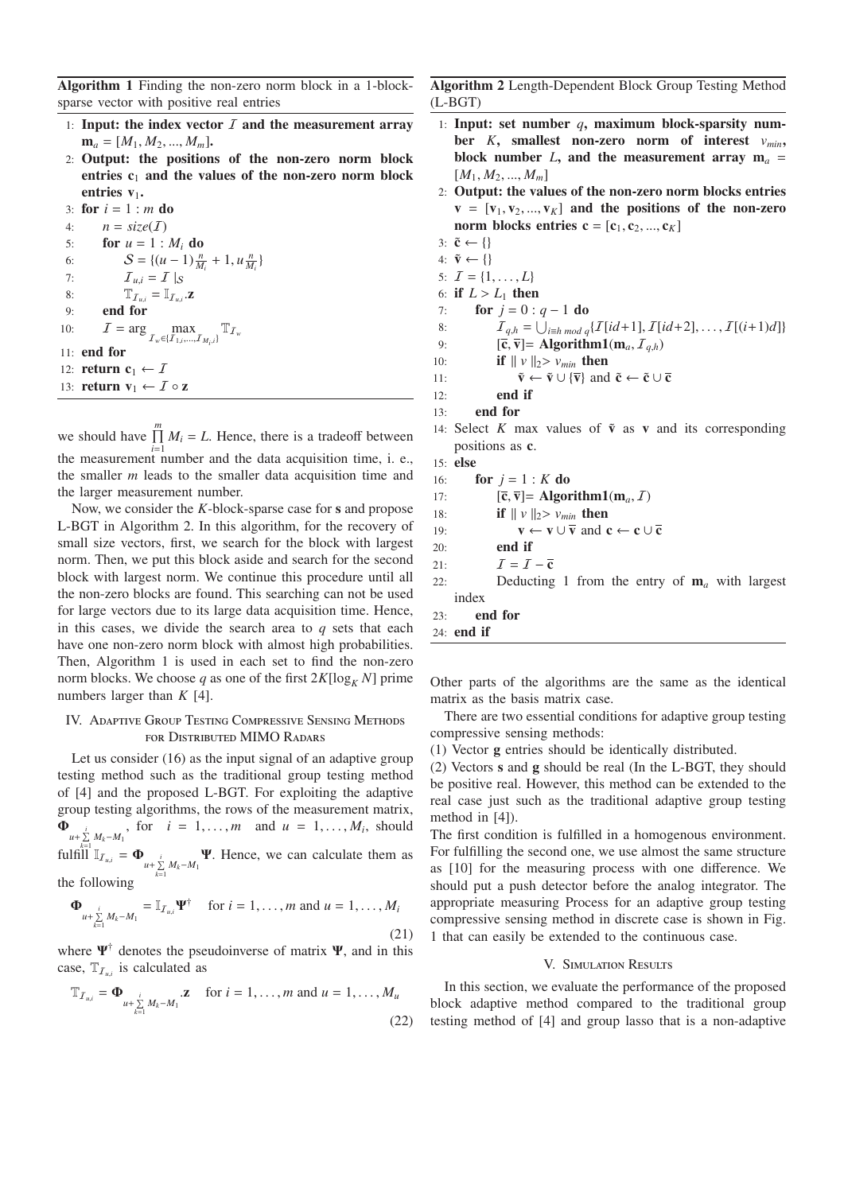**Algorithm 1** Finding the non-zero norm block in a 1-block-sparse vector with positive real entries

1: **Input: the index vector $\mathcal{I}$ and the measurement array $\mathbf{m}_a = [M_1, M_2, ..., M_m]$.**
2: **Output: the positions of the non-zero norm block entries $\mathbf{c}_1$ and the values of the non-zero norm block entries $\mathbf{v}_1$.**
3: **for** $i = 1 : m$ **do**
4: $\quad n = size(\mathcal{I})$
5: $\quad$ **for** $u = 1 : M_i$ **do**
6: $\quad\quad \mathcal{S} = \{(u-1)\frac{n}{M_i} + 1, u\frac{n}{M_i}\}$
7: $\quad\quad \mathcal{I}_{u,i} = \mathcal{I}\mid_{\mathcal{S}}$
8: $\quad\quad \mathbb{T}_{\mathcal{I}_{u,i}} = \mathbb{I}_{\mathcal{I}_{u,i}}.\mathbf{z}$
9: $\quad$ **end for**
10: $\quad \mathcal{I} = \arg \max_{\mathcal{I}_w \in \{\mathcal{I}_{1,i}, ..., \mathcal{I}_{M_i,i}\}} \mathbb{T}_{\mathcal{I}_w}$
11: **end for**
12: **return** $\mathbf{c}_1 \leftarrow \mathcal{I}$
13: **return** $\mathbf{v}_1 \leftarrow \mathcal{I} \circ \mathbf{z}$

we should have $\prod_{i=1}^{m} M_i = L$. Hence, there is a tradeoff between the measurement number and the data acquisition time, i. e., the smaller $m$ leads to the smaller data acquisition time and the larger measurement number.

Now, we consider the $K$-block-sparse case for $\mathbf{s}$ and propose L-BGT in Algorithm 2. In this algorithm, for the recovery of small size vectors, first, we search for the block with largest norm. Then, we put this block aside and search for the second block with largest norm. We continue this procedure until all the non-zero blocks are found. This searching can not be used for large vectors due to its large data acquisition time. Hence, in this cases, we divide the search area to $q$ sets that each have one non-zero norm block with almost high probabilities. Then, Algorithm 1 is used in each set to find the non-zero norm blocks. We choose $q$ as one of the first $2K\lceil \log_K N \rceil$ prime numbers larger than $K$ [4].

## IV. Adaptive Group Testing Compressive Sensing Methods for Distributed MIMO Radars

Let us consider (16) as the input signal of an adaptive group testing method such as the traditional group testing method of [4] and the proposed L-BGT. For exploiting the adaptive group testing algorithms, the rows of the measurement matrix, $\mathbf{\Phi}_{u+\sum_{k=1}^{i} M_k - M_1}$, for $i = 1, \ldots, m$ and $u = 1, \ldots, M_i$, should fulfill $\mathbb{I}_{\mathcal{I}_{u,i}} = \mathbf{\Phi}_{u+\sum_{k=1}^{i} M_k - M_1} \mathbf{\Psi}$. Hence, we can calculate them as the following

$$\mathbf{\Phi}_{u+\sum_{k=1}^{i} M_k - M_1} = \mathbb{I}_{\mathcal{I}_{u,i}} \mathbf{\Psi}^{\dagger} \quad \text{for } i = 1, \ldots, m \text{ and } u = 1, \ldots, M_i \tag{21}$$

where $\mathbf{\Psi}^{\dagger}$ denotes the pseudoinverse of matrix $\mathbf{\Psi}$, and in this case, $\mathbb{T}_{\mathcal{I}_{u,i}}$ is calculated as

$$\mathbb{T}_{\mathcal{I}_{u,i}} = \mathbf{\Phi}_{u+\sum_{k=1}^{i} M_k - M_1}.\mathbf{z} \quad \text{for } i = 1, \ldots, m \text{ and } u = 1, \ldots, M_u \tag{22}$$

**Algorithm 2** Length-Dependent Block Group Testing Method (L-BGT)

1: **Input: set number $q$, maximum block-sparsity number $K$, smallest non-zero norm of interest $v_{min}$, block number $L$, and the measurement array $\mathbf{m}_a = [M_1, M_2, ..., M_m]$**
2: **Output: the values of the non-zero norm blocks entries $\mathbf{v} = [\mathbf{v}_1, \mathbf{v}_2, ..., \mathbf{v}_K]$ and the positions of the non-zero norm blocks entries $\mathbf{c} = [\mathbf{c}_1, \mathbf{c}_2, ..., \mathbf{c}_K]$**
3: $\tilde{\mathbf{c}} \leftarrow \{\}$
4: $\tilde{\mathbf{v}} \leftarrow \{\}$
5: $\mathcal{I} = \{1, \ldots, L\}$
6: **if** $L > L_1$ **then**
7: $\quad$ **for** $j = 0 : q-1$ **do**
8: $\quad\quad \mathcal{I}_{q,h} = \bigcup_{i \equiv h \bmod q} \{\mathcal{I}[id+1], \mathcal{I}[id+2], \ldots, \mathcal{I}[(i+1)d]\}$
9: $\quad\quad [\overline{\mathbf{c}}, \overline{\mathbf{v}}]=$ **Algorithm1**$(\mathbf{m}_a, \mathcal{I}_{q,h})$
10: $\quad\quad$ **if** $\parallel v \parallel_2 > v_{min}$ **then**
11: $\quad\quad\quad \tilde{\mathbf{v}} \leftarrow \tilde{\mathbf{v}} \cup \{\overline{\mathbf{v}}\}$ and $\tilde{\mathbf{c}} \leftarrow \tilde{\mathbf{c}} \cup \overline{\mathbf{c}}$
12: $\quad\quad$ **end if**
13: $\quad$ **end for**
14: Select $K$ max values of $\tilde{\mathbf{v}}$ as $\mathbf{v}$ and its corresponding positions as $\mathbf{c}$.
15: **else**
16: $\quad$ **for** $j = 1 : K$ **do**
17: $\quad\quad [\overline{\mathbf{c}}, \overline{\mathbf{v}}]=$ **Algorithm1**$(\mathbf{m}_a, \mathcal{I})$
18: $\quad\quad$ **if** $\parallel v \parallel_2 > v_{min}$ **then**
19: $\quad\quad\quad \mathbf{v} \leftarrow \mathbf{v} \cup \overline{\mathbf{v}}$ and $\mathbf{c} \leftarrow \mathbf{c} \cup \overline{\mathbf{c}}$
20: $\quad\quad$ **end if**
21: $\quad\quad \mathcal{I} = \mathcal{I} - \overline{\mathbf{c}}$
22: $\quad\quad$ Deducting 1 from the entry of $\mathbf{m}_a$ with largest index
23: $\quad$ **end for**
24: **end if**

Other parts of the algorithms are the same as the identical matrix as the basis matrix case.

There are two essential conditions for adaptive group testing compressive sensing methods:

(1) Vector $\mathbf{g}$ entries should be identically distributed.

(2) Vectors $\mathbf{s}$ and $\mathbf{g}$ should be real (In the L-BGT, they should be positive real. However, this method can be extended to the real case just such as the traditional adaptive group testing method in [4]).

The first condition is fulfilled in a homogenous environment. For fulfilling the second one, we use almost the same structure as [10] for the measuring process with one difference. We should put a push detector before the analog integrator. The appropriate measuring Process for an adaptive group testing compressive sensing method in discrete case is shown in Fig. 1 that can easily be extended to the continuous case.

## V. Simulation Results

In this section, we evaluate the performance of the proposed block adaptive method compared to the traditional group testing method of [4] and group lasso that is a non-adaptive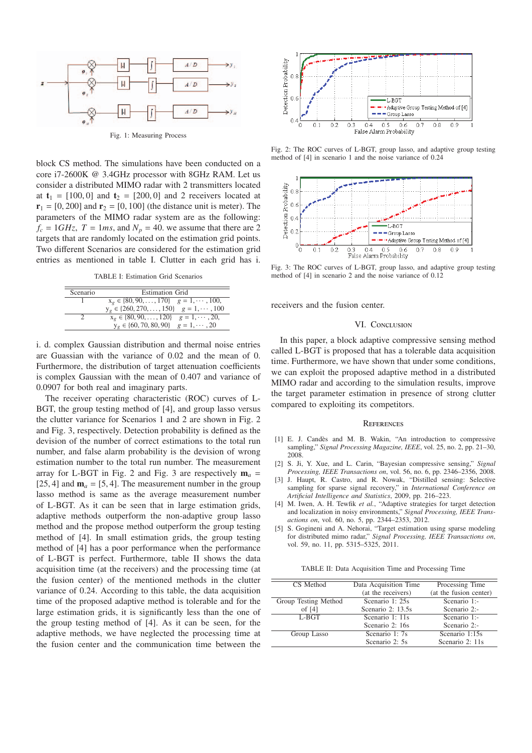Fig. 1: Measuring Process

block CS method. The simulations have been conducted on a core i7-2600K @ 3.4GHz processor with 8GHz RAM. Let us consider a distributed MIMO radar with 2 transmitters located at $\mathbf{t}_1 = [100, 0]$ and $\mathbf{t}_2 = [200, 0]$ and 2 receivers located at $\mathbf{r}_1 = [0, 200]$ and $\mathbf{r}_2 = [0, 100]$ (the distance unit is meter). The parameters of the MIMO radar system are as the following: $f_c = 1GHz$, $T = 1ms$, and $N_p = 40$. we assume that there are 2 targets that are randomly located on the estimation grid points. Two different Scenarios are considered for the estimation grid entries as mentioned in table I. Clutter in each grid has i. i. d. complex Gaussian distribution and thermal noise entries are Guassian with the variance of 0.02 and the mean of 0. Furthermore, the distribution of target attenuation coefficients is complex Gaussian with the mean of 0.407 and variance of 0.0907 for both real and imaginary parts.

TABLE I: Estimation Grid Scenarios

| Scenario | Estimation Grid |
|---|---|
| 1 | $x_g \in \{80, 90, \dots, 170\}$ $g = 1, \cdots, 100$, $y_g \in \{260, 270, \dots, 150\}$ $g = 1, \cdots, 100$ |
| 2 | $x_g \in \{80, 90, \dots, 120\}$ $g = 1, \cdots, 20$, $y_g \in \{60, 70, 80, 90\}$ $g = 1, \cdots, 20$ |

The receiver operating characteristic (ROC) curves of L-BGT, the group testing method of [4], and group lasso versus the clutter variance for Scenarios 1 and 2 are shown in Fig. 2 and Fig. 3, respectively. Detection probability is defined as the devision of the number of correct estimations to the total run number, and false alarm probability is the devision of wrong estimation number to the total run number. The measurement array for L-BGT in Fig. 2 and Fig. 3 are respectively $\mathbf{m}_a = [25, 4]$ and $\mathbf{m}_a = [5, 4]$. The measurement number in the group lasso method is same as the average measurement number of L-BGT. As it can be seen that in large estimation grids, adaptive methods outperform the non-adaptive group lasso method and the propose method outperform the group testing method of [4]. In small estimation grids, the group testing method of [4] has a poor performance when the performance of L-BGT is perfect. Furthermore, table II shows the data acquisition time (at the receivers) and the processing time (at the fusion center) of the mentioned methods in the clutter variance of 0.24. According to this table, the data acquisition time of the proposed adaptive method is tolerable and for the large estimation grids, it is significantly less than the one of the group testing method of [4]. As it can be seen, for the adaptive methods, we have neglected the processing time at the fusion center and the communication time between the receivers and the fusion center.

Fig. 2: The ROC curves of L-BGT, group lasso, and adaptive group testing method of [4] in scenario 1 and the noise variance of 0.24

Fig. 3: The ROC curves of L-BGT, group lasso, and adaptive group testing method of [4] in scenario 2 and the noise variance of 0.12

## VI. Conclusion

In this paper, a block adaptive compressive sensing method called L-BGT is proposed that has a tolerable data acquisition time. Furthermore, we have shown that under some conditions, we can exploit the proposed adaptive method in a distributed MIMO radar and according to the simulation results, improve the target parameter estimation in presence of strong clutter compared to exploiting its competitors.

## References

[1] E. J. Candès and M. B. Wakin, "An introduction to compressive sampling," *Signal Processing Magazine, IEEE*, vol. 25, no. 2, pp. 21–30, 2008.

[2] S. Ji, Y. Xue, and L. Carin, "Bayesian compressive sensing," *Signal Processing, IEEE Transactions on*, vol. 56, no. 6, pp. 2346–2356, 2008.

[3] J. Haupt, R. Castro, and R. Nowak, "Distilled sensing: Selective sampling for sparse signal recovery," in *International Conference on Artificial Intelligence and Statistics*, 2009, pp. 216–223.

[4] M. Iwen, A. H. Tewfik *et al.*, "Adaptive strategies for target detection and localization in noisy environments," *Signal Processing, IEEE Transactions on*, vol. 60, no. 5, pp. 2344–2353, 2012.

[5] S. Gogineni and A. Nehorai, "Target estimation using sparse modeling for distributed mimo radar," *Signal Processing, IEEE Transactions on*, vol. 59, no. 11, pp. 5315–5325, 2011.

TABLE II: Data Acquisition Time and Processing Time

| CS Method | Data Acquisition Time (at the receivers) | Processing Time (at the fusion center) |
|---|---|---|
| Group Testing Method of [4] | Scenario 1: 25s<br>Scenario 2: 13.5s | Scenario 1:-<br>Scenario 2:- |
| L-BGT | Scenario 1: 11s<br>Scenario 2: 16s | Scenario 1:-<br>Scenario 2:- |
| Group Lasso | Scenario 1: 7s<br>Scenario 2: 5s | Scenario 1:15s<br>Scenario 2: 11s |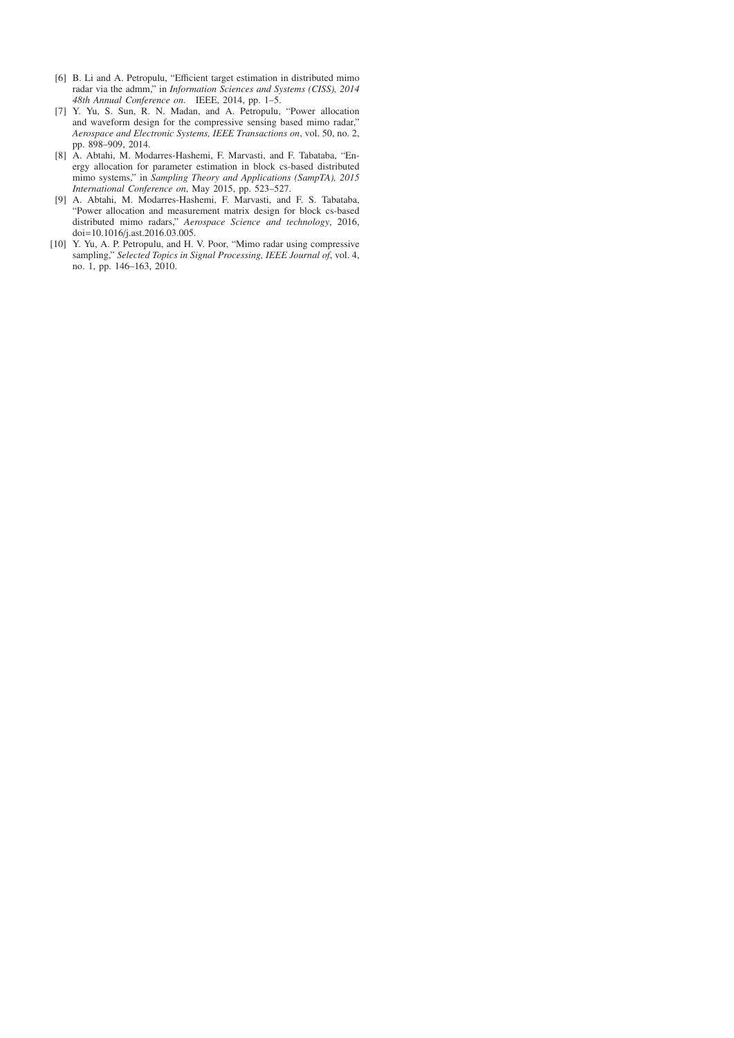[6] B. Li and A. Petropulu, "Efficient target estimation in distributed mimo radar via the admm," in *Information Sciences and Systems (CISS), 2014 48th Annual Conference on*. IEEE, 2014, pp. 1–5.

[7] Y. Yu, S. Sun, R. N. Madan, and A. Petropulu, "Power allocation and waveform design for the compressive sensing based mimo radar," *Aerospace and Electronic Systems, IEEE Transactions on*, vol. 50, no. 2, pp. 898–909, 2014.

[8] A. Abtahi, M. Modarres-Hashemi, F. Marvasti, and F. Tabataba, "Energy allocation for parameter estimation in block cs-based distributed mimo systems," in *Sampling Theory and Applications (SampTA), 2015 International Conference on*, May 2015, pp. 523–527.

[9] A. Abtahi, M. Modarres-Hashemi, F. Marvasti, and F. S. Tabataba, "Power allocation and measurement matrix design for block cs-based distributed mimo radars," *Aerospace Science and technology*, 2016, doi=10.1016/j.ast.2016.03.005.

[10] Y. Yu, A. P. Petropulu, and H. V. Poor, "Mimo radar using compressive sampling," *Selected Topics in Signal Processing, IEEE Journal of*, vol. 4, no. 1, pp. 146–163, 2010.